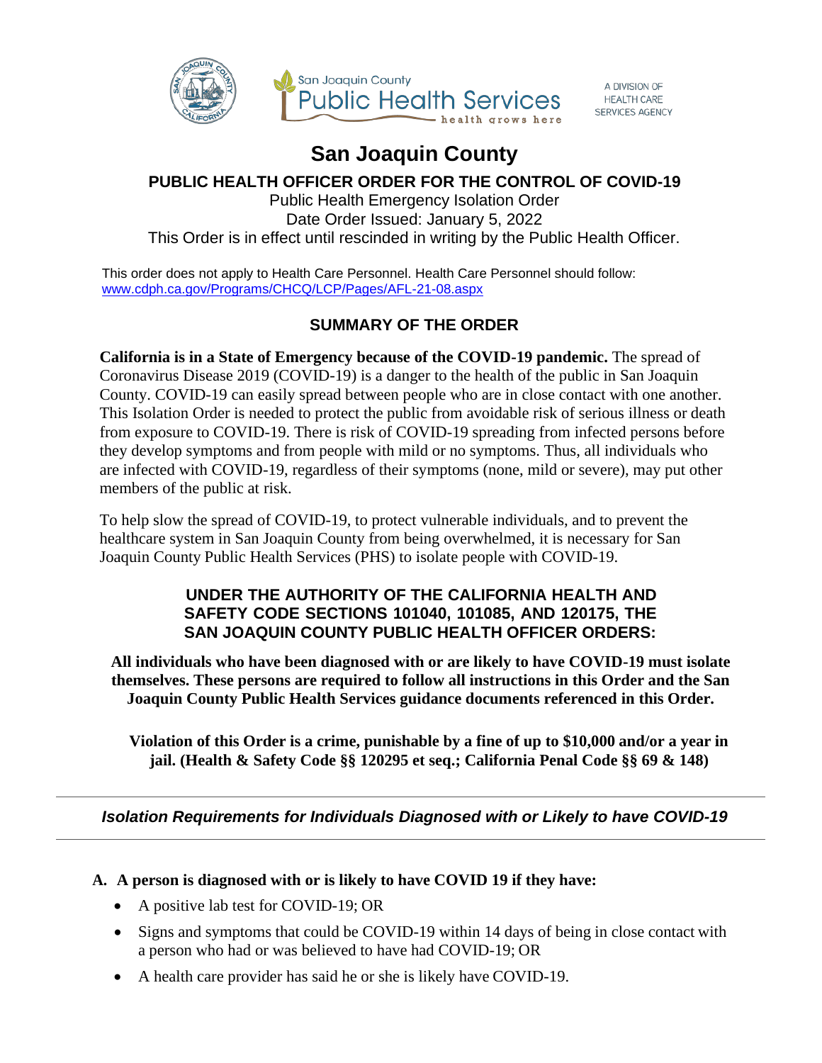San Joaquin County Public Health Services — health grows here

A DIVISION OF HEALTH CARE SERVICES AGENCY

# San Joaquin County

## PUBLIC HEALTH OFFICER ORDER FOR THE CONTROL OF COVID-19

Public Health Emergency Isolation Order
Date Order Issued: January 5, 2022
This Order is in effect until rescinded in writing by the Public Health Officer.

This order does not apply to Health Care Personnel. Health Care Personnel should follow: www.cdph.ca.gov/Programs/CHCQ/LCP/Pages/AFL-21-08.aspx

## SUMMARY OF THE ORDER

**California is in a State of Emergency because of the COVID-19 pandemic.** The spread of Coronavirus Disease 2019 (COVID-19) is a danger to the health of the public in San Joaquin County. COVID-19 can easily spread between people who are in close contact with one another. This Isolation Order is needed to protect the public from avoidable risk of serious illness or death from exposure to COVID-19. There is risk of COVID-19 spreading from infected persons before they develop symptoms and from people with mild or no symptoms. Thus, all individuals who are infected with COVID-19, regardless of their symptoms (none, mild or severe), may put other members of the public at risk.

To help slow the spread of COVID-19, to protect vulnerable individuals, and to prevent the healthcare system in San Joaquin County from being overwhelmed, it is necessary for San Joaquin County Public Health Services (PHS) to isolate people with COVID-19.

### UNDER THE AUTHORITY OF THE CALIFORNIA HEALTH AND SAFETY CODE SECTIONS 101040, 101085, AND 120175, THE SAN JOAQUIN COUNTY PUBLIC HEALTH OFFICER ORDERS:

**All individuals who have been diagnosed with or are likely to have COVID-19 must isolate themselves. These persons are required to follow all instructions in this Order and the San Joaquin County Public Health Services guidance documents referenced in this Order.**

**Violation of this Order is a crime, punishable by a fine of up to $10,000 and/or a year in jail. (Health & Safety Code §§ 120295 et seq.; California Penal Code §§ 69 & 148)**

---

### *Isolation Requirements for Individuals Diagnosed with or Likely to have COVID-19*

---

**A. A person is diagnosed with or is likely to have COVID 19 if they have:**

- A positive lab test for COVID-19; OR
- Signs and symptoms that could be COVID-19 within 14 days of being in close contact with a person who had or was believed to have had COVID-19; OR
- A health care provider has said he or she is likely have COVID-19.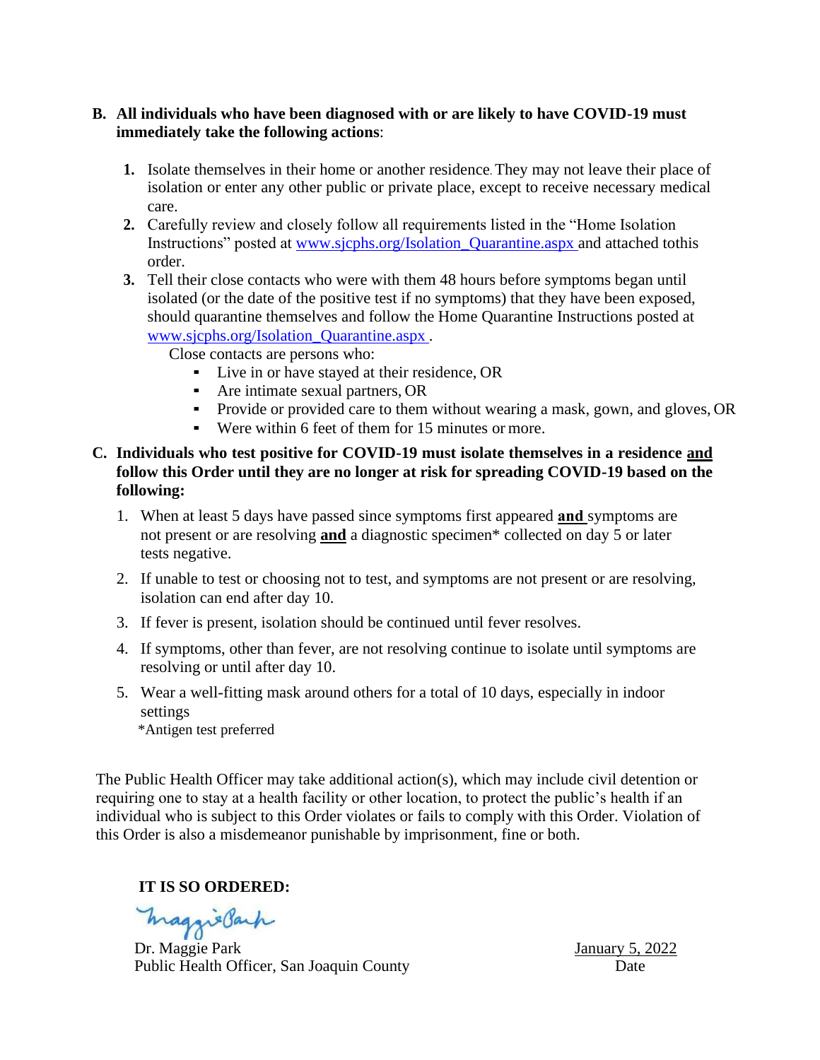**B. All individuals who have been diagnosed with or are likely to have COVID-19 must immediately take the following actions**:

1. Isolate themselves in their home or another residence. They may not leave their place of isolation or enter any other public or private place, except to receive necessary medical care.
2. Carefully review and closely follow all requirements listed in the "Home Isolation Instructions" posted at www.sjcphs.org/Isolation_Quarantine.aspx and attached tothis order.
3. Tell their close contacts who were with them 48 hours before symptoms began until isolated (or the date of the positive test if no symptoms) that they have been exposed, should quarantine themselves and follow the Home Quarantine Instructions posted at www.sjcphs.org/Isolation_Quarantine.aspx .

   Close contacts are persons who:
   - Live in or have stayed at their residence, OR
   - Are intimate sexual partners, OR
   - Provide or provided care to them without wearing a mask, gown, and gloves, OR
   - Were within 6 feet of them for 15 minutes or more.

**C. Individuals who test positive for COVID-19 must isolate themselves in a residence <u>and</u> follow this Order until they are no longer at risk for spreading COVID-19 based on the following:**

1. When at least 5 days have passed since symptoms first appeared **<u>and</u>** symptoms are not present or are resolving **<u>and</u>** a diagnostic specimen* collected on day 5 or later tests negative.
2. If unable to test or choosing not to test, and symptoms are not present or are resolving, isolation can end after day 10.
3. If fever is present, isolation should be continued until fever resolves.
4. If symptoms, other than fever, are not resolving continue to isolate until symptoms are resolving or until after day 10.
5. Wear a well-fitting mask around others for a total of 10 days, especially in indoor settings

*Antigen test preferred

The Public Health Officer may take additional action(s), which may include civil detention or requiring one to stay at a health facility or other location, to protect the public's health if an individual who is subject to this Order violates or fails to comply with this Order. Violation of this Order is also a misdemeanor punishable by imprisonment, fine or both.

**IT IS SO ORDERED:**

Dr. Maggie Park
Public Health Officer, San Joaquin County

<u>January 5, 2022</u>
Date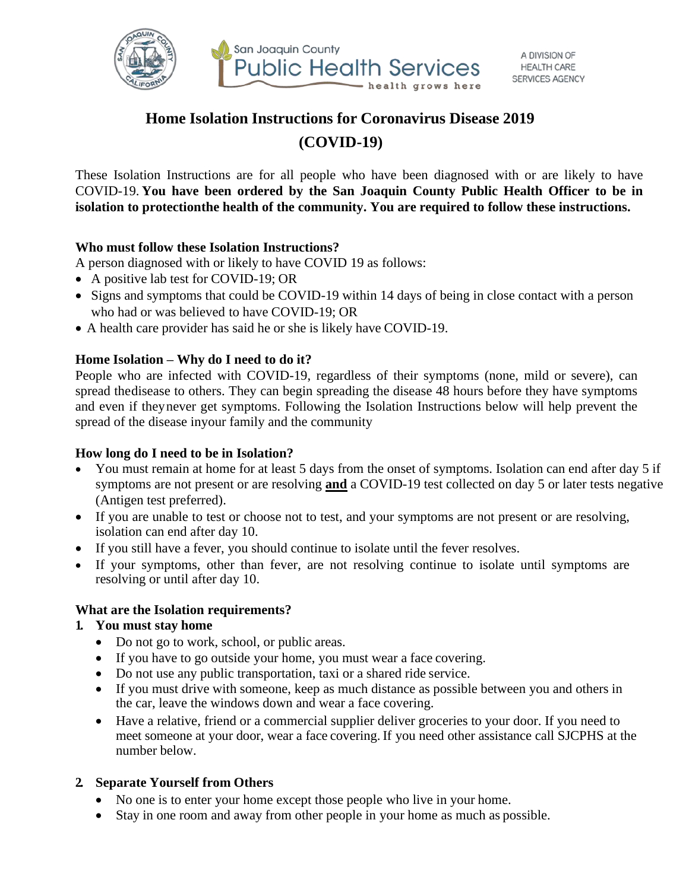San Joaquin County Public Health Services

health grows here

A DIVISION OF HEALTH CARE SERVICES AGENCY

# Home Isolation Instructions for Coronavirus Disease 2019 (COVID-19)

These Isolation Instructions are for all people who have been diagnosed with or are likely to have COVID-19. **You have been ordered by the San Joaquin County Public Health Officer to be in isolation to protectionthe health of the community. You are required to follow these instructions.**

**Who must follow these Isolation Instructions?**

A person diagnosed with or likely to have COVID 19 as follows:

- A positive lab test for COVID-19; OR
- Signs and symptoms that could be COVID-19 within 14 days of being in close contact with a person who had or was believed to have COVID-19; OR
- A health care provider has said he or she is likely have COVID-19.

**Home Isolation – Why do I need to do it?**

People who are infected with COVID-19, regardless of their symptoms (none, mild or severe), can spread thedisease to others. They can begin spreading the disease 48 hours before they have symptoms and even if theynever get symptoms. Following the Isolation Instructions below will help prevent the spread of the disease inyour family and the community

**How long do I need to be in Isolation?**

- You must remain at home for at least 5 days from the onset of symptoms. Isolation can end after day 5 if symptoms are not present or are resolving **and** a COVID-19 test collected on day 5 or later tests negative (Antigen test preferred).
- If you are unable to test or choose not to test, and your symptoms are not present or are resolving, isolation can end after day 10.
- If you still have a fever, you should continue to isolate until the fever resolves.
- If your symptoms, other than fever, are not resolving continue to isolate until symptoms are resolving or until after day 10.

**What are the Isolation requirements?**

1. **You must stay home**
   - Do not go to work, school, or public areas.
   - If you have to go outside your home, you must wear a face covering.
   - Do not use any public transportation, taxi or a shared ride service.
   - If you must drive with someone, keep as much distance as possible between you and others in the car, leave the windows down and wear a face covering.
   - Have a relative, friend or a commercial supplier deliver groceries to your door. If you need to meet someone at your door, wear a face covering. If you need other assistance call SJCPHS at the number below.

2. **Separate Yourself from Others**
   - No one is to enter your home except those people who live in your home.
   - Stay in one room and away from other people in your home as much as possible.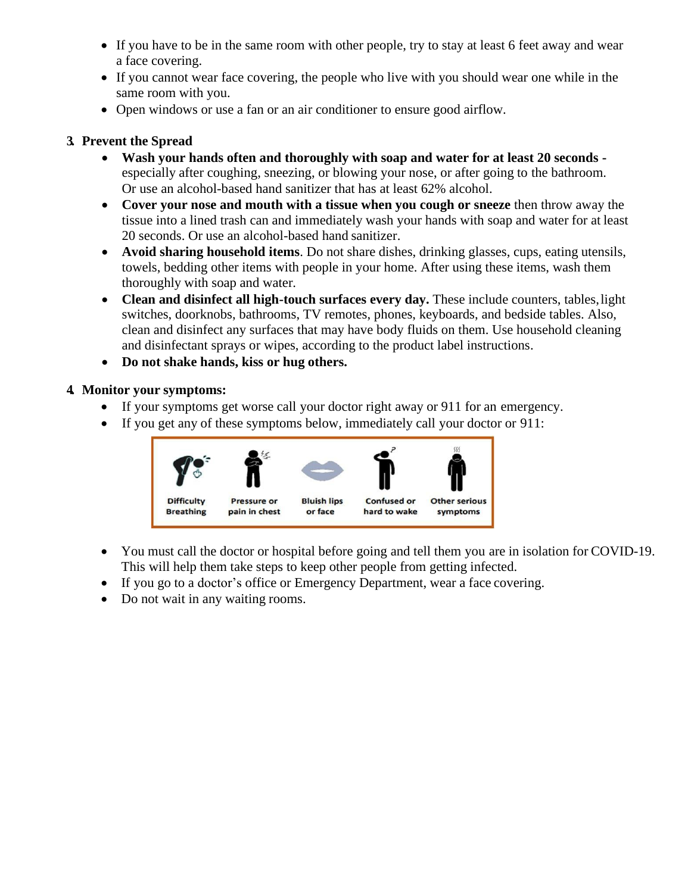- If you have to be in the same room with other people, try to stay at least 6 feet away and wear a face covering.
- If you cannot wear face covering, the people who live with you should wear one while in the same room with you.
- Open windows or use a fan or an air conditioner to ensure good airflow.

**3. Prevent the Spread**

- **Wash your hands often and thoroughly with soap and water for at least 20 seconds -** especially after coughing, sneezing, or blowing your nose, or after going to the bathroom. Or use an alcohol-based hand sanitizer that has at least 62% alcohol.
- **Cover your nose and mouth with a tissue when you cough or sneeze** then throw away the tissue into a lined trash can and immediately wash your hands with soap and water for at least 20 seconds. Or use an alcohol-based hand sanitizer.
- **Avoid sharing household items**. Do not share dishes, drinking glasses, cups, eating utensils, towels, bedding other items with people in your home. After using these items, wash them thoroughly with soap and water.
- **Clean and disinfect all high-touch surfaces every day.** These include counters, tables, light switches, doorknobs, bathrooms, TV remotes, phones, keyboards, and bedside tables. Also, clean and disinfect any surfaces that may have body fluids on them. Use household cleaning and disinfectant sprays or wipes, according to the product label instructions.
- **Do not shake hands, kiss or hug others.**

**4. Monitor your symptoms:**

- If your symptoms get worse call your doctor right away or 911 for an emergency.
- If you get any of these symptoms below, immediately call your doctor or 911:

Difficulty Breathing | Pressure or pain in chest | Bluish lips or face | Confused or hard to wake | Other serious symptoms

- You must call the doctor or hospital before going and tell them you are in isolation for COVID-19. This will help them take steps to keep other people from getting infected.
- If you go to a doctor's office or Emergency Department, wear a face covering.
- Do not wait in any waiting rooms.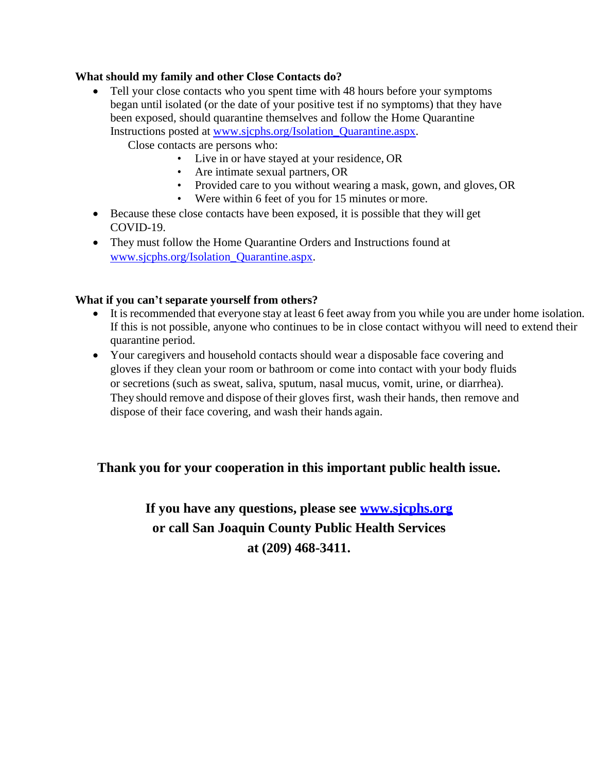**What should my family and other Close Contacts do?**

- Tell your close contacts who you spent time with 48 hours before your symptoms began until isolated (or the date of your positive test if no symptoms) that they have been exposed, should quarantine themselves and follow the Home Quarantine Instructions posted at www.sjcphs.org/Isolation_Quarantine.aspx.

  Close contacts are persons who:
    - Live in or have stayed at your residence, OR
    - Are intimate sexual partners, OR
    - Provided care to you without wearing a mask, gown, and gloves, OR
    - Were within 6 feet of you for 15 minutes or more.
- Because these close contacts have been exposed, it is possible that they will get COVID-19.
- They must follow the Home Quarantine Orders and Instructions found at www.sjcphs.org/Isolation_Quarantine.aspx.

**What if you can't separate yourself from others?**

- It is recommended that everyone stay at least 6 feet away from you while you are under home isolation. If this is not possible, anyone who continues to be in close contact withyou will need to extend their quarantine period.
- Your caregivers and household contacts should wear a disposable face covering and gloves if they clean your room or bathroom or come into contact with your body fluids or secretions (such as sweat, saliva, sputum, nasal mucus, vomit, urine, or diarrhea). They should remove and dispose of their gloves first, wash their hands, then remove and dispose of their face covering, and wash their hands again.

**Thank you for your cooperation in this important public health issue.**

**If you have any questions, please see www.sjcphs.org**
**or call San Joaquin County Public Health Services**
**at (209) 468-3411.**